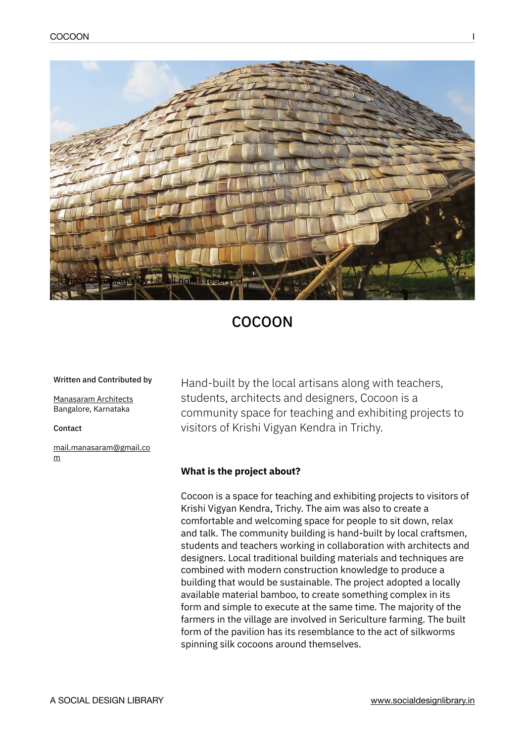Chaal Chaal Agency | © all rights reserved

# COCOON

**Written and Contributed by**

Manasaram Architects
Bangalore, Karnataka

**Contact**

mail.manasaram@gmail.com

Hand-built by the local artisans along with teachers, students, architects and designers, Cocoon is a community space for teaching and exhibiting projects to visitors of Krishi Vigyan Kendra in Trichy.

**What is the project about?**

Cocoon is a space for teaching and exhibiting projects to visitors of Krishi Vigyan Kendra, Trichy. The aim was also to create a comfortable and welcoming space for people to sit down, relax and talk. The community building is hand-built by local craftsmen, students and teachers working in collaboration with architects and designers. Local traditional building materials and techniques are combined with modern construction knowledge to produce a building that would be sustainable. The project adopted a locally available material bamboo, to create something complex in its form and simple to execute at the same time. The majority of the farmers in the village are involved in Sericulture farming. The built form of the pavilion has its resemblance to the act of silkworms spinning silk cocoons around themselves.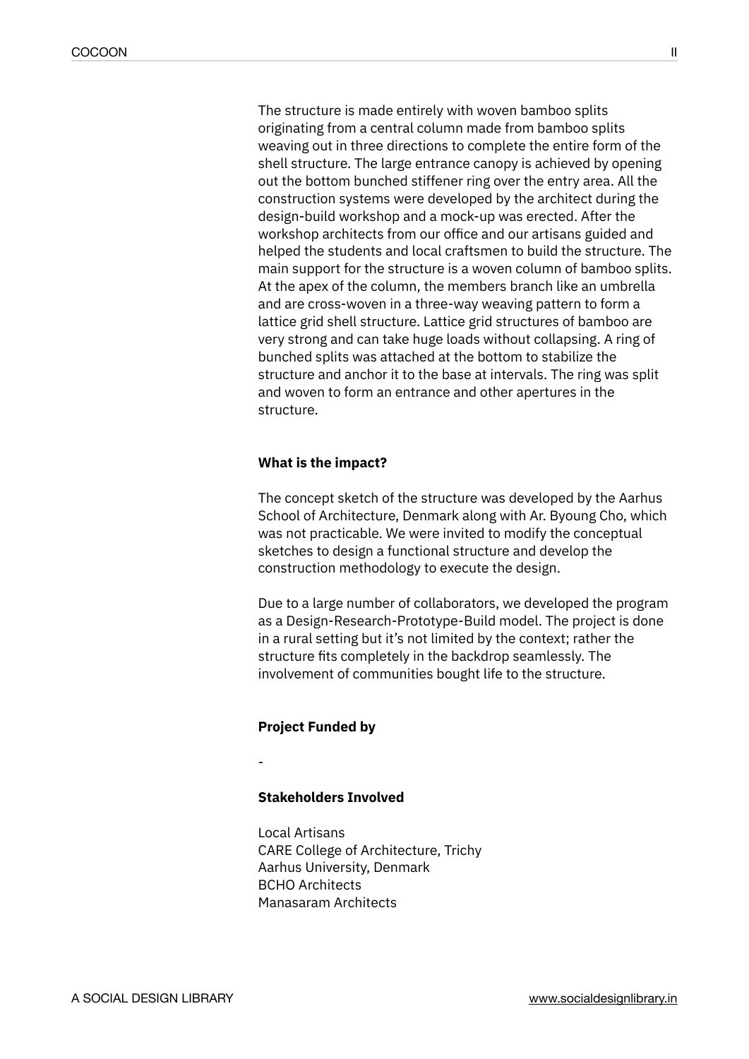The structure is made entirely with woven bamboo splits originating from a central column made from bamboo splits weaving out in three directions to complete the entire form of the shell structure. The large entrance canopy is achieved by opening out the bottom bunched stiffener ring over the entry area. All the construction systems were developed by the architect during the design-build workshop and a mock-up was erected. After the workshop architects from our office and our artisans guided and helped the students and local craftsmen to build the structure. The main support for the structure is a woven column of bamboo splits. At the apex of the column, the members branch like an umbrella and are cross-woven in a three-way weaving pattern to form a lattice grid shell structure. Lattice grid structures of bamboo are very strong and can take huge loads without collapsing. A ring of bunched splits was attached at the bottom to stabilize the structure and anchor it to the base at intervals. The ring was split and woven to form an entrance and other apertures in the structure.

**What is the impact?**

The concept sketch of the structure was developed by the Aarhus School of Architecture, Denmark along with Ar. Byoung Cho, which was not practicable. We were invited to modify the conceptual sketches to design a functional structure and develop the construction methodology to execute the design.

Due to a large number of collaborators, we developed the program as a Design-Research-Prototype-Build model. The project is done in a rural setting but it's not limited by the context; rather the structure fits completely in the backdrop seamlessly. The involvement of communities bought life to the structure.

**Project Funded by**

-

**Stakeholders Involved**

Local Artisans
CARE College of Architecture, Trichy
Aarhus University, Denmark
BCHO Architects
Manasaram Architects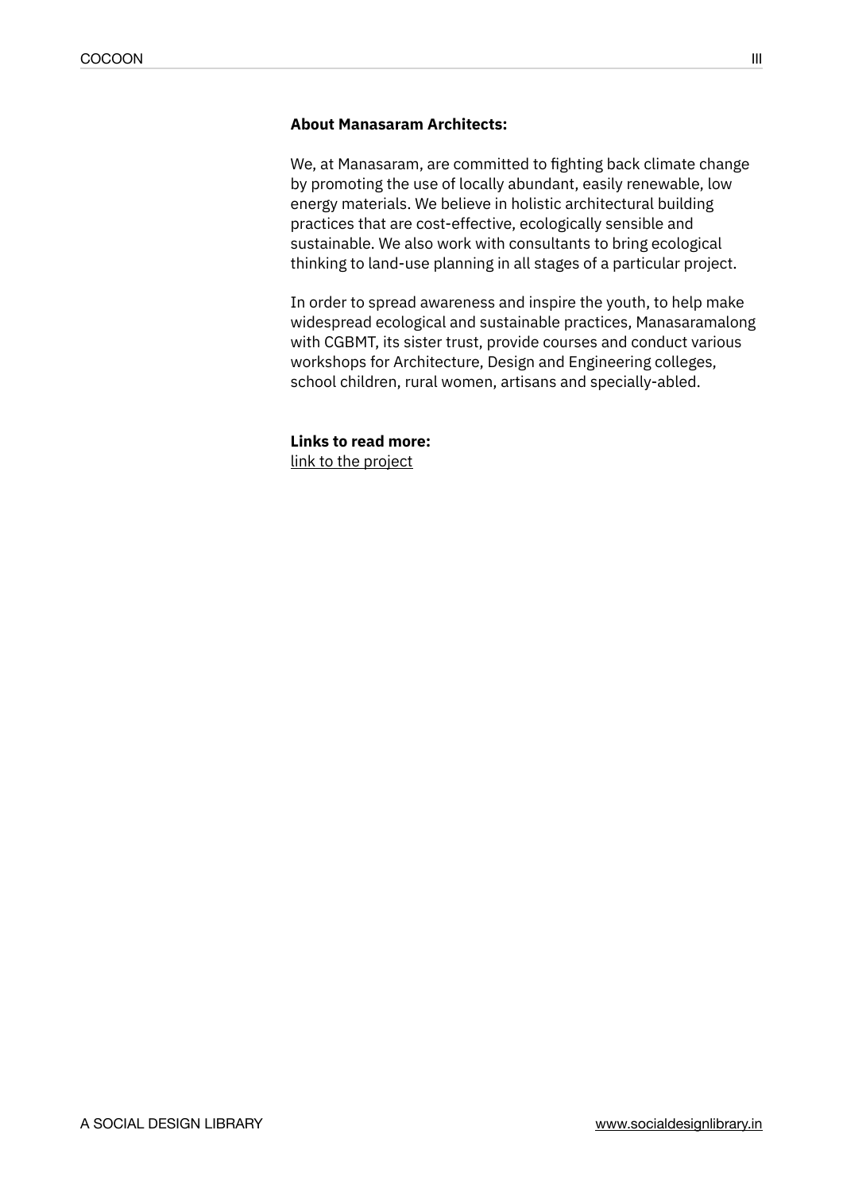**About Manasaram Architects:**

We, at Manasaram, are committed to fighting back climate change by promoting the use of locally abundant, easily renewable, low energy materials. We believe in holistic architectural building practices that are cost-effective, ecologically sensible and sustainable. We also work with consultants to bring ecological thinking to land-use planning in all stages of a particular project.

In order to spread awareness and inspire the youth, to help make widespread ecological and sustainable practices, Manasaramalong with CGBMT, its sister trust, provide courses and conduct various workshops for Architecture, Design and Engineering colleges, school children, rural women, artisans and specially-abled.

**Links to read more:**
link to the project